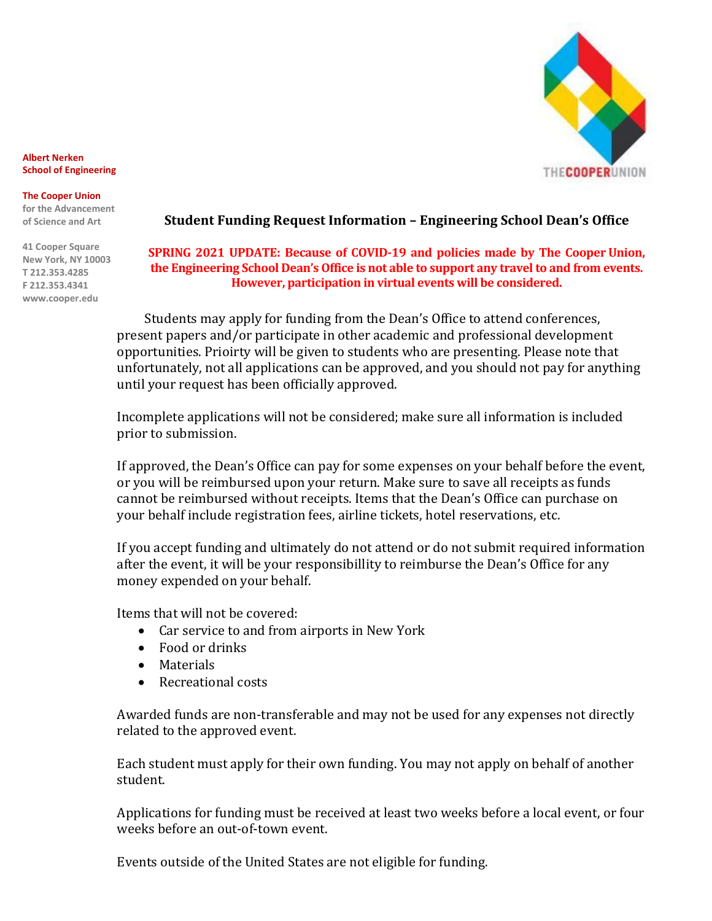**Albert Nerken School of Engineering**

**The Cooper Union** for the Advancement of Science and Art

41 Cooper Square
New York, NY 10003
T 212.353.4285
F 212.353.4341
www.cooper.edu

## Student Funding Request Information – Engineering School Dean's Office

**SPRING 2021 UPDATE: Because of COVID-19 and policies made by The Cooper Union, the Engineering School Dean's Office is not able to support any travel to and from events. However, participation in virtual events will be considered.**

Students may apply for funding from the Dean's Office to attend conferences, present papers and/or participate in other academic and professional development opportunities. Prioirty will be given to students who are presenting. Please note that unfortunately, not all applications can be approved, and you should not pay for anything until your request has been officially approved.

Incomplete applications will not be considered; make sure all information is included prior to submission.

If approved, the Dean's Office can pay for some expenses on your behalf before the event, or you will be reimbursed upon your return. Make sure to save all receipts as funds cannot be reimbursed without receipts. Items that the Dean's Office can purchase on your behalf include registration fees, airline tickets, hotel reservations, etc.

If you accept funding and ultimately do not attend or do not submit required information after the event, it will be your responsibillity to reimburse the Dean's Office for any money expended on your behalf.

Items that will not be covered:

- Car service to and from airports in New York
- Food or drinks
- Materials
- Recreational costs

Awarded funds are non-transferable and may not be used for any expenses not directly related to the approved event.

Each student must apply for their own funding. You may not apply on behalf of another student.

Applications for funding must be received at least two weeks before a local event, or four weeks before an out-of-town event.

Events outside of the United States are not eligible for funding.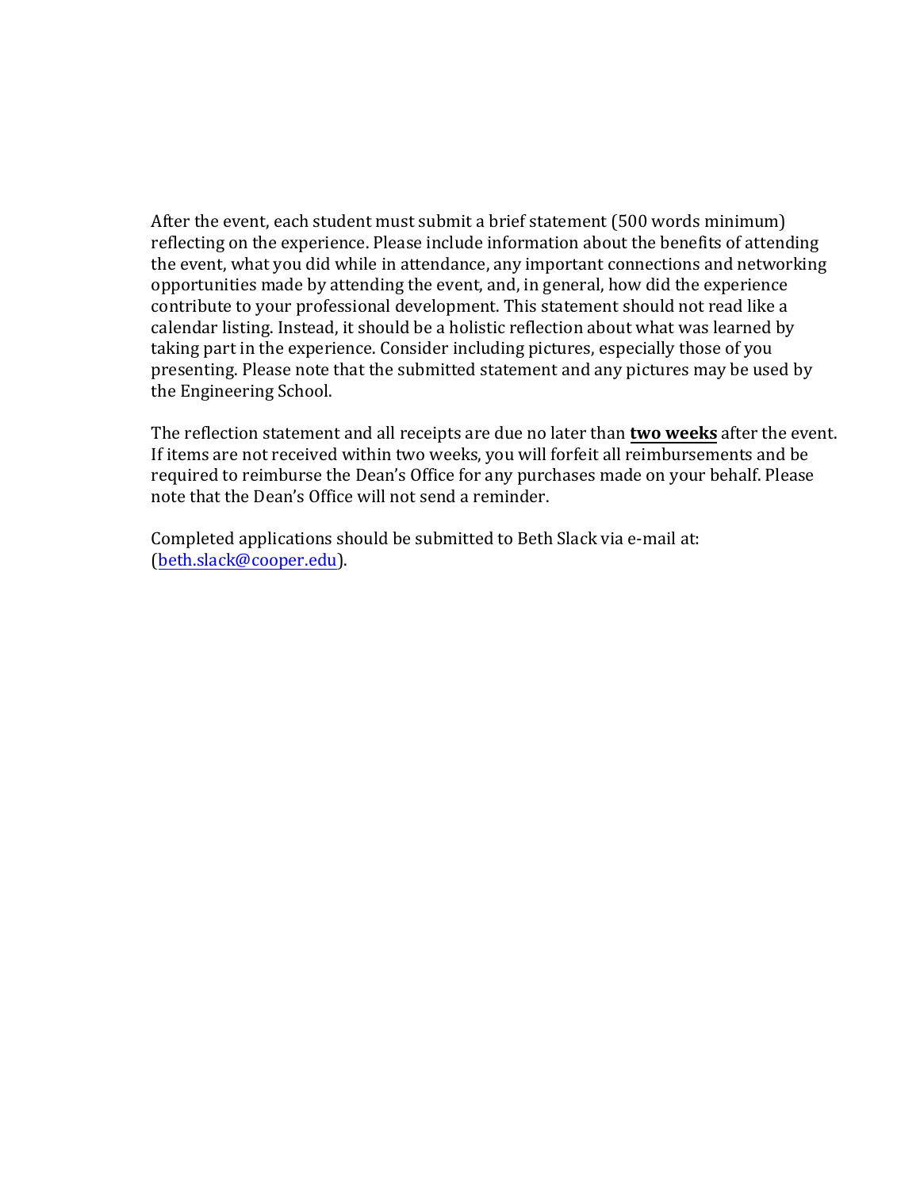After the event, each student must submit a brief statement (500 words minimum) reflecting on the experience. Please include information about the benefits of attending the event, what you did while in attendance, any important connections and networking opportunities made by attending the event, and, in general, how did the experience contribute to your professional development. This statement should not read like a calendar listing. Instead, it should be a holistic reflection about what was learned by taking part in the experience. Consider including pictures, especially those of you presenting. Please note that the submitted statement and any pictures may be used by the Engineering School.

The reflection statement and all receipts are due no later than **two weeks** after the event. If items are not received within two weeks, you will forfeit all reimbursements and be required to reimburse the Dean's Office for any purchases made on your behalf. Please note that the Dean's Office will not send a reminder.

Completed applications should be submitted to Beth Slack via e-mail at: ([beth.slack@cooper.edu](mailto:beth.slack@cooper.edu)).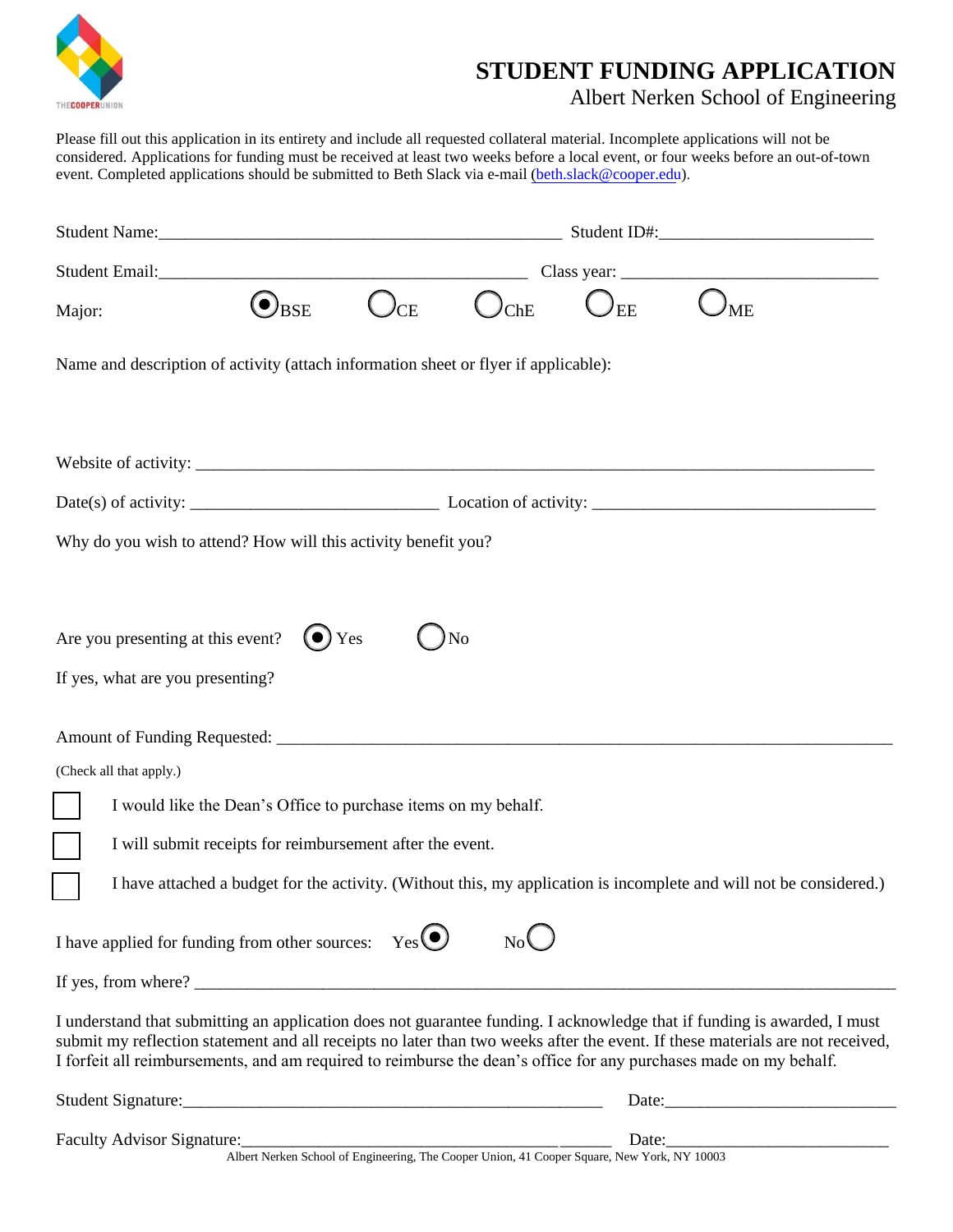# STUDENT FUNDING APPLICATION

Albert Nerken School of Engineering

Please fill out this application in its entirety and include all requested collateral material. Incomplete applications will not be considered. Applications for funding must be received at least two weeks before a local event, or four weeks before an out-of-town event. Completed applications should be submitted to Beth Slack via e-mail (beth.slack@cooper.edu).

Student Name:_______________________________________________ Student ID#:________________________

Student Email:___________________________________________ Class year: _____________________________

Major: ◉ BSE ○ CE ○ ChE ○ EE ○ ME

Name and description of activity (attach information sheet or flyer if applicable):

Website of activity: ________________________________________________________________________________

Date(s) of activity: ____________________________ Location of activity: ________________________________

Why do you wish to attend? How will this activity benefit you?

Are you presenting at this event? ◉ Yes ○ No

If yes, what are you presenting?

Amount of Funding Requested: ________________________________________________________________________

(Check all that apply.)

- [ ] I would like the Dean's Office to purchase items on my behalf.
- [ ] I will submit receipts for reimbursement after the event.
- [ ] I have attached a budget for the activity. (Without this, my application is incomplete and will not be considered.)

I have applied for funding from other sources: Yes ◉ No ○

If yes, from where? ____________________________________________________________________________________

I understand that submitting an application does not guarantee funding. I acknowledge that if funding is awarded, I must submit my reflection statement and all receipts no later than two weeks after the event. If these materials are not received, I forfeit all reimbursements, and am required to reimburse the dean's office for any purchases made on my behalf.

Student Signature:_______________________________________________ Date:__________________________

Faculty Advisor Signature:___________________________________________ Date:________________________

Albert Nerken School of Engineering, The Cooper Union, 41 Cooper Square, New York, NY 10003